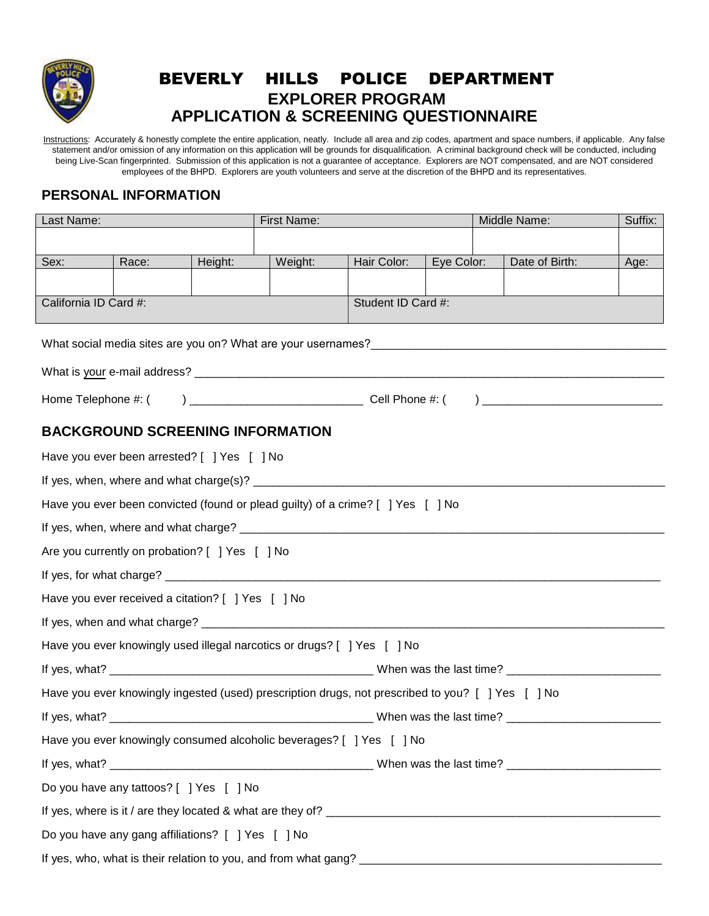# BEVERLY HILLS POLICE DEPARTMENT
## EXPLORER PROGRAM
## APPLICATION & SCREENING QUESTIONNAIRE

Instructions: Accurately & honestly complete the entire application, neatly. Include all area and zip codes, apartment and space numbers, if applicable. Any false statement and/or omission of any information on this application will be grounds for disqualification. A criminal background check will be conducted, including being Live-Scan fingerprinted. Submission of this application is not a guarantee of acceptance. Explorers are NOT compensated, and are NOT considered employees of the BHPD. Explorers are youth volunteers and serve at the discretion of the BHPD and its representatives.

### PERSONAL INFORMATION

| Last Name: | | | First Name: | | | Middle Name: | Suffix: |
|---|---|---|---|---|---|---|---|
| | | | | | | | |
| Sex: | Race: | Height: | Weight: | Hair Color: | Eye Color: | Date of Birth: | Age: |
| | | | | | | | |
| California ID Card #: | | | | Student ID Card #: | | | |

What social media sites are you on? What are your usernames?_______________________________________________

What is your e-mail address? ___________________________________________________________________________

Home Telephone #: (      ) ___________________________ Cell Phone #: (      ) ___________________________

### BACKGROUND SCREENING INFORMATION

Have you ever been arrested? [ ] Yes [ ] No

If yes, when, where and what charge(s)? _________________________________________________________________

Have you ever been convicted (found or plead guilty) of a crime? [ ] Yes [ ] No

If yes, when, where and what charge? ___________________________________________________________________

Are you currently on probation? [ ] Yes [ ] No

If yes, for what charge? _______________________________________________________________________________

Have you ever received a citation? [ ] Yes [ ] No

If yes, when and what charge? _________________________________________________________________________

Have you ever knowingly used illegal narcotics or drugs? [ ] Yes [ ] No

If yes, what? __________________________________________ When was the last time? ________________________

Have you ever knowingly ingested (used) prescription drugs, not prescribed to you? [ ] Yes [ ] No

If yes, what? __________________________________________ When was the last time? ________________________

Have you ever knowingly consumed alcoholic beverages? [ ] Yes [ ] No

If yes, what? __________________________________________ When was the last time? ________________________

Do you have any tattoos? [ ] Yes [ ] No

If yes, where is it / are they located & what are they of? _____________________________________________________

Do you have any gang affiliations? [ ] Yes [ ] No

If yes, who, what is their relation to you, and from what gang? ________________________________________________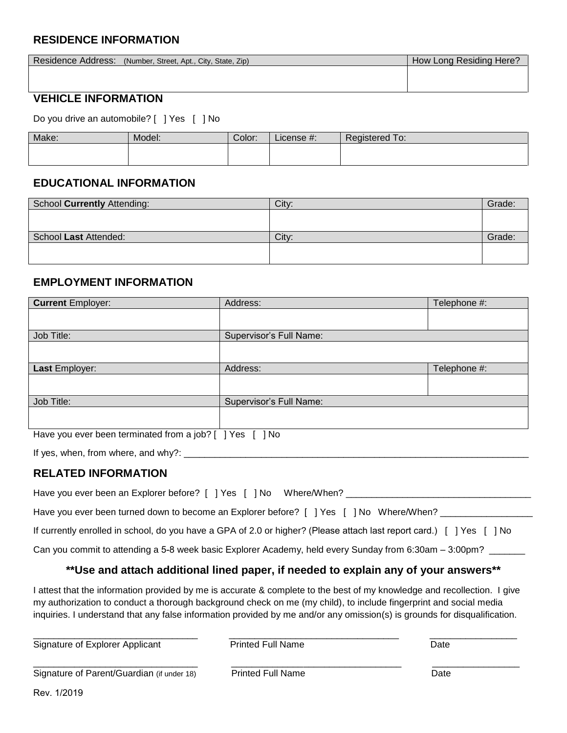## RESIDENCE INFORMATION

| Residence Address: (Number, Street, Apt., City, State, Zip) | How Long Residing Here? |
|---|---|
| | |

## VEHICLE INFORMATION

Do you drive an automobile? [ ] Yes [ ] No

| Make: | Model: | Color: | License #: | Registered To: |
|---|---|---|---|---|
| | | | | |

## EDUCATIONAL INFORMATION

| School **Currently** Attending: | City: | Grade: |
|---|---|---|
| | | |
| School **Last** Attended: | City: | Grade: |
| | | |

## EMPLOYMENT INFORMATION

| **Current** Employer: | Address: | Telephone #: |
|---|---|---|
| | | |
| Job Title: | Supervisor's Full Name: | |
| | | |
| **Last** Employer: | Address: | Telephone #: |
| | | |
| Job Title: | Supervisor's Full Name: | |
| | | |

Have you ever been terminated from a job? [ ] Yes [ ] No

If yes, when, from where, and why?: ______________________________________________________________________

## RELATED INFORMATION

Have you ever been an Explorer before? [ ] Yes [ ] No Where/When? ____________________________________

Have you ever been turned down to become an Explorer before? [ ] Yes [ ] No Where/When? __________________

If currently enrolled in school, do you have a GPA of 2.0 or higher? (Please attach last report card.) [ ] Yes [ ] No

Can you commit to attending a 5-8 week basic Explorer Academy, held every Sunday from 6:30am – 3:00pm? _______

**\*\*Use and attach additional lined paper, if needed to explain any of your answers\*\***

I attest that the information provided by me is accurate & complete to the best of my knowledge and recollection. I give my authorization to conduct a thorough background check on me (my child), to include fingerprint and social media inquiries. I understand that any false information provided by me and/or any omission(s) is grounds for disqualification.

_________________________________ _________________________________ _________________

Signature of Explorer Applicant Printed Full Name Date

_________________________________ _________________________________ _________________

Signature of Parent/Guardian (if under 18) Printed Full Name Date

Rev. 1/2019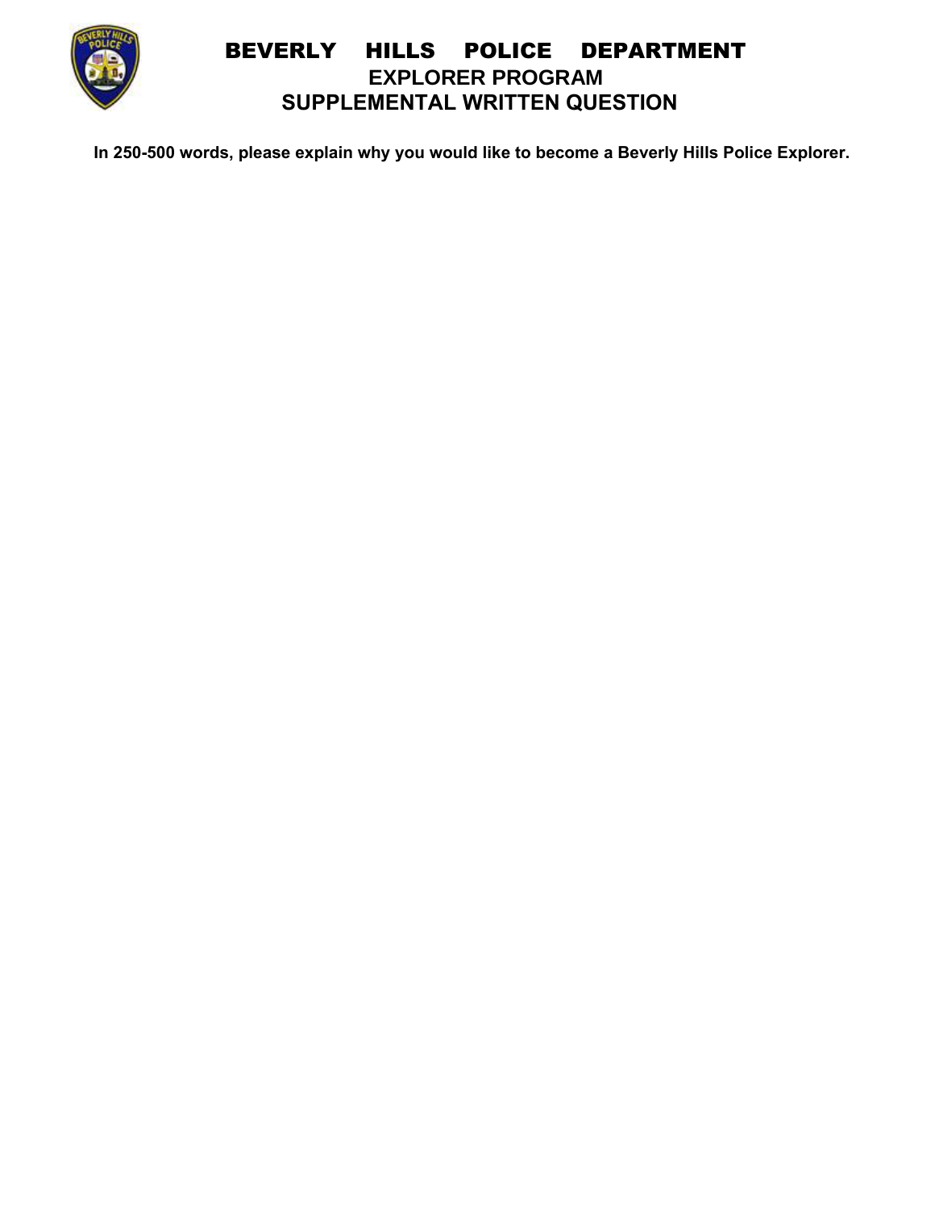# BEVERLY HILLS POLICE DEPARTMENT

## EXPLORER PROGRAM

## SUPPLEMENTAL WRITTEN QUESTION

**In 250-500 words, please explain why you would like to become a Beverly Hills Police Explorer.**